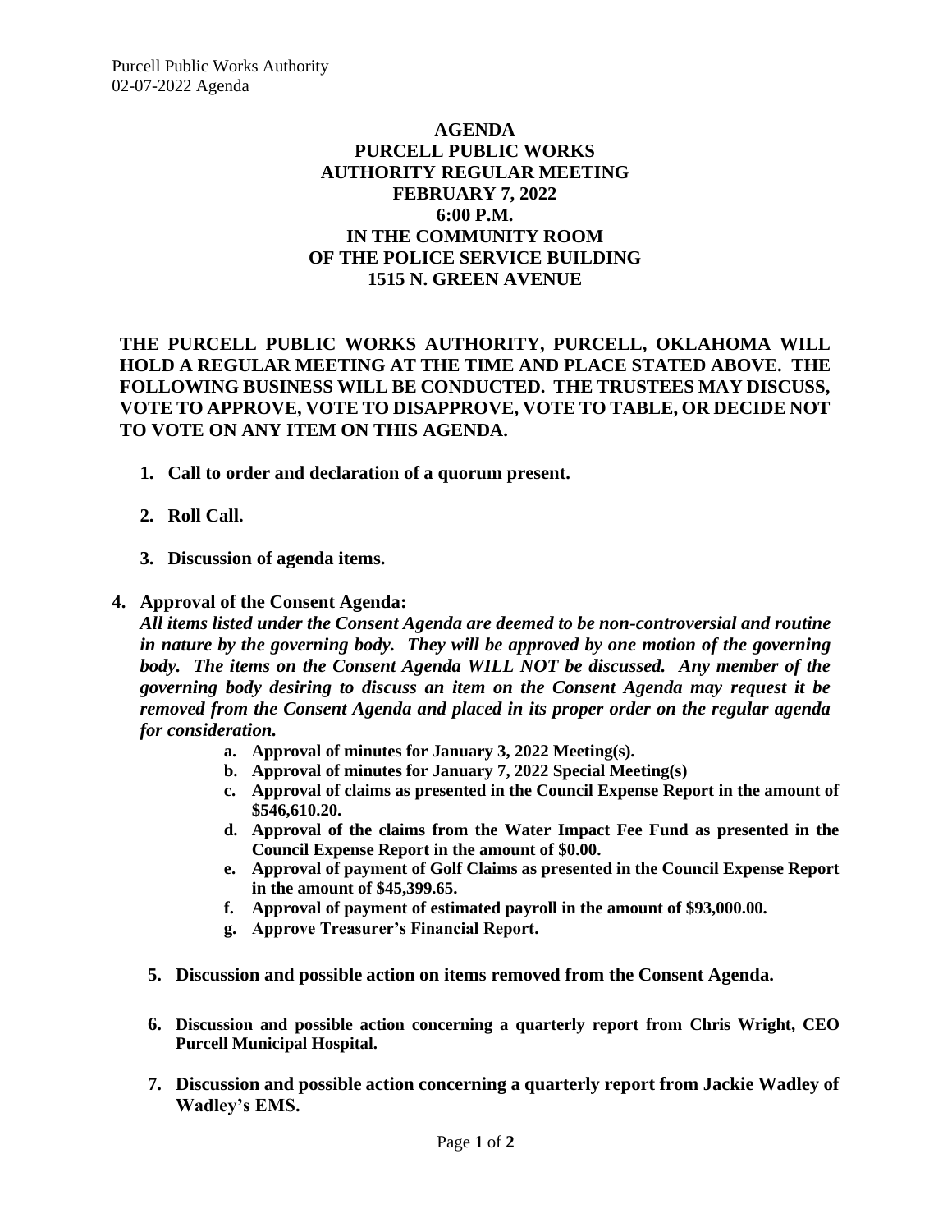# AGENDA
## PURCELL PUBLIC WORKS AUTHORITY REGULAR MEETING
## FEBRUARY 7, 2022
## 6:00 P.M.
## IN THE COMMUNITY ROOM OF THE POLICE SERVICE BUILDING
## 1515 N. GREEN AVENUE

**THE PURCELL PUBLIC WORKS AUTHORITY, PURCELL, OKLAHOMA WILL HOLD A REGULAR MEETING AT THE TIME AND PLACE STATED ABOVE. THE FOLLOWING BUSINESS WILL BE CONDUCTED. THE TRUSTEES MAY DISCUSS, VOTE TO APPROVE, VOTE TO DISAPPROVE, VOTE TO TABLE, OR DECIDE NOT TO VOTE ON ANY ITEM ON THIS AGENDA.**

1. **Call to order and declaration of a quorum present.**

2. **Roll Call.**

3. **Discussion of agenda items.**

4. **Approval of the Consent Agenda:**

   ***All items listed under the Consent Agenda are deemed to be non-controversial and routine in nature by the governing body. They will be approved by one motion of the governing body. The items on the Consent Agenda WILL NOT be discussed. Any member of the governing body desiring to discuss an item on the Consent Agenda may request it be removed from the Consent Agenda and placed in its proper order on the regular agenda for consideration.***

   a. **Approval of minutes for January 3, 2022 Meeting(s).**
   b. **Approval of minutes for January 7, 2022 Special Meeting(s)**
   c. **Approval of claims as presented in the Council Expense Report in the amount of $546,610.20.**
   d. **Approval of the claims from the Water Impact Fee Fund as presented in the Council Expense Report in the amount of $0.00.**
   e. **Approval of payment of Golf Claims as presented in the Council Expense Report in the amount of $45,399.65.**
   f. **Approval of payment of estimated payroll in the amount of $93,000.00.**
   g. **Approve Treasurer's Financial Report.**

5. **Discussion and possible action on items removed from the Consent Agenda.**

6. **Discussion and possible action concerning a quarterly report from Chris Wright, CEO Purcell Municipal Hospital.**

7. **Discussion and possible action concerning a quarterly report from Jackie Wadley of Wadley's EMS.**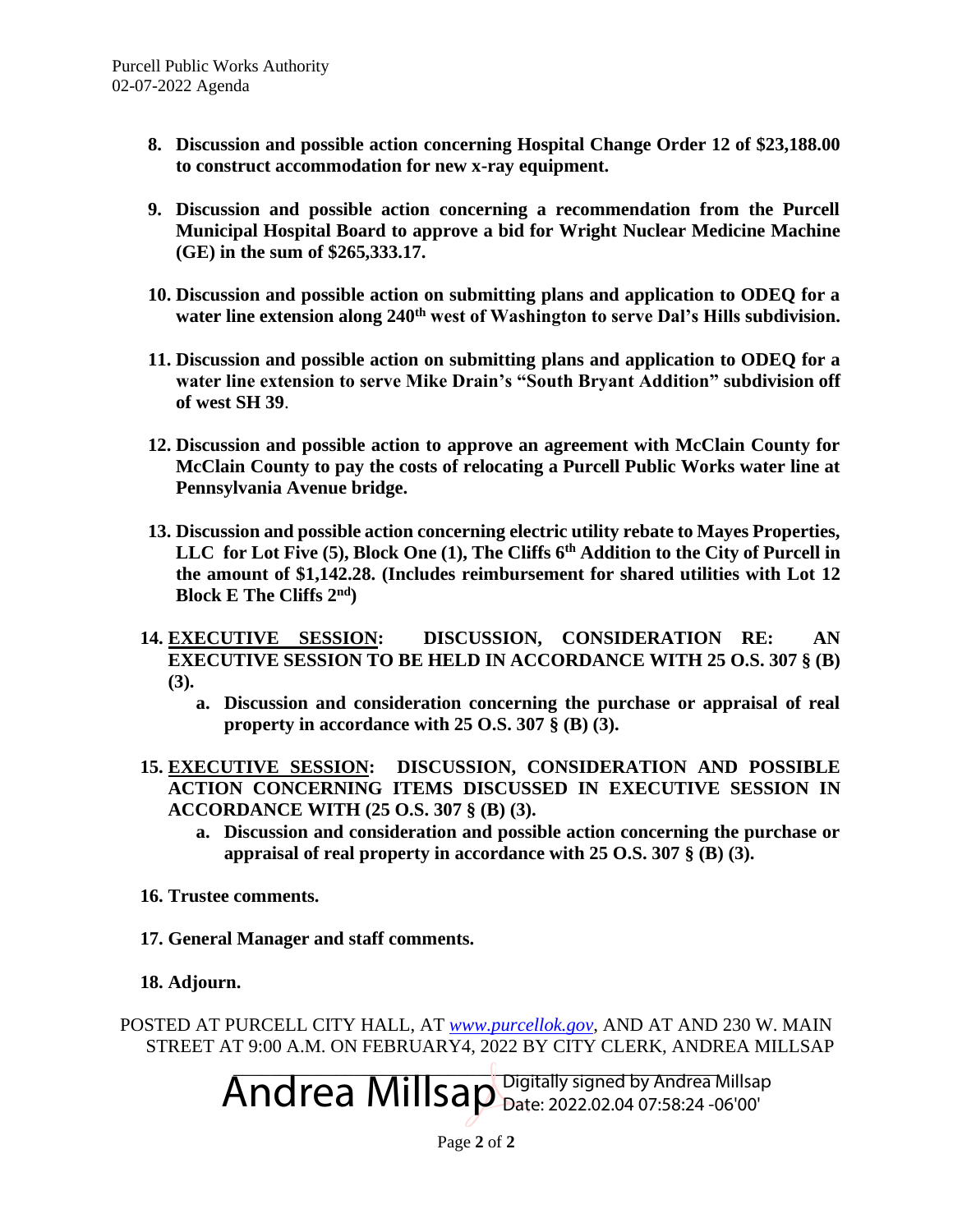8. **Discussion and possible action concerning Hospital Change Order 12 of $23,188.00 to construct accommodation for new x-ray equipment.**

9. **Discussion and possible action concerning a recommendation from the Purcell Municipal Hospital Board to approve a bid for Wright Nuclear Medicine Machine (GE) in the sum of $265,333.17.**

10. **Discussion and possible action on submitting plans and application to ODEQ for a water line extension along 240th west of Washington to serve Dal's Hills subdivision.**

11. **Discussion and possible action on submitting plans and application to ODEQ for a water line extension to serve Mike Drain's "South Bryant Addition" subdivision off of west SH 39**.

12. **Discussion and possible action to approve an agreement with McClain County for McClain County to pay the costs of relocating a Purcell Public Works water line at Pennsylvania Avenue bridge.**

13. **Discussion and possible action concerning electric utility rebate to Mayes Properties, LLC for Lot Five (5), Block One (1), The Cliffs 6th Addition to the City of Purcell in the amount of $1,142.28. (Includes reimbursement for shared utilities with Lot 12 Block E The Cliffs 2nd)**

14. **<u>EXECUTIVE SESSION</u>: DISCUSSION, CONSIDERATION RE: AN EXECUTIVE SESSION TO BE HELD IN ACCORDANCE WITH 25 O.S. 307 § (B) (3).**
    a. **Discussion and consideration concerning the purchase or appraisal of real property in accordance with 25 O.S. 307 § (B) (3).**

15. **<u>EXECUTIVE SESSION</u>: DISCUSSION, CONSIDERATION AND POSSIBLE ACTION CONCERNING ITEMS DISCUSSED IN EXECUTIVE SESSION IN ACCORDANCE WITH (25 O.S. 307 § (B) (3).**
    a. **Discussion and consideration and possible action concerning the purchase or appraisal of real property in accordance with 25 O.S. 307 § (B) (3).**

16. **Trustee comments.**

17. **General Manager and staff comments.**

18. **Adjourn.**

POSTED AT PURCELL CITY HALL, AT *www.purcellok.gov*, AND AT AND 230 W. MAIN STREET AT 9:00 A.M. ON FEBRUARY4, 2022 BY CITY CLERK, ANDREA MILLSAP

Andrea Millsap
Digitally signed by Andrea Millsap
Date: 2022.02.04 07:58:24 -06'00'